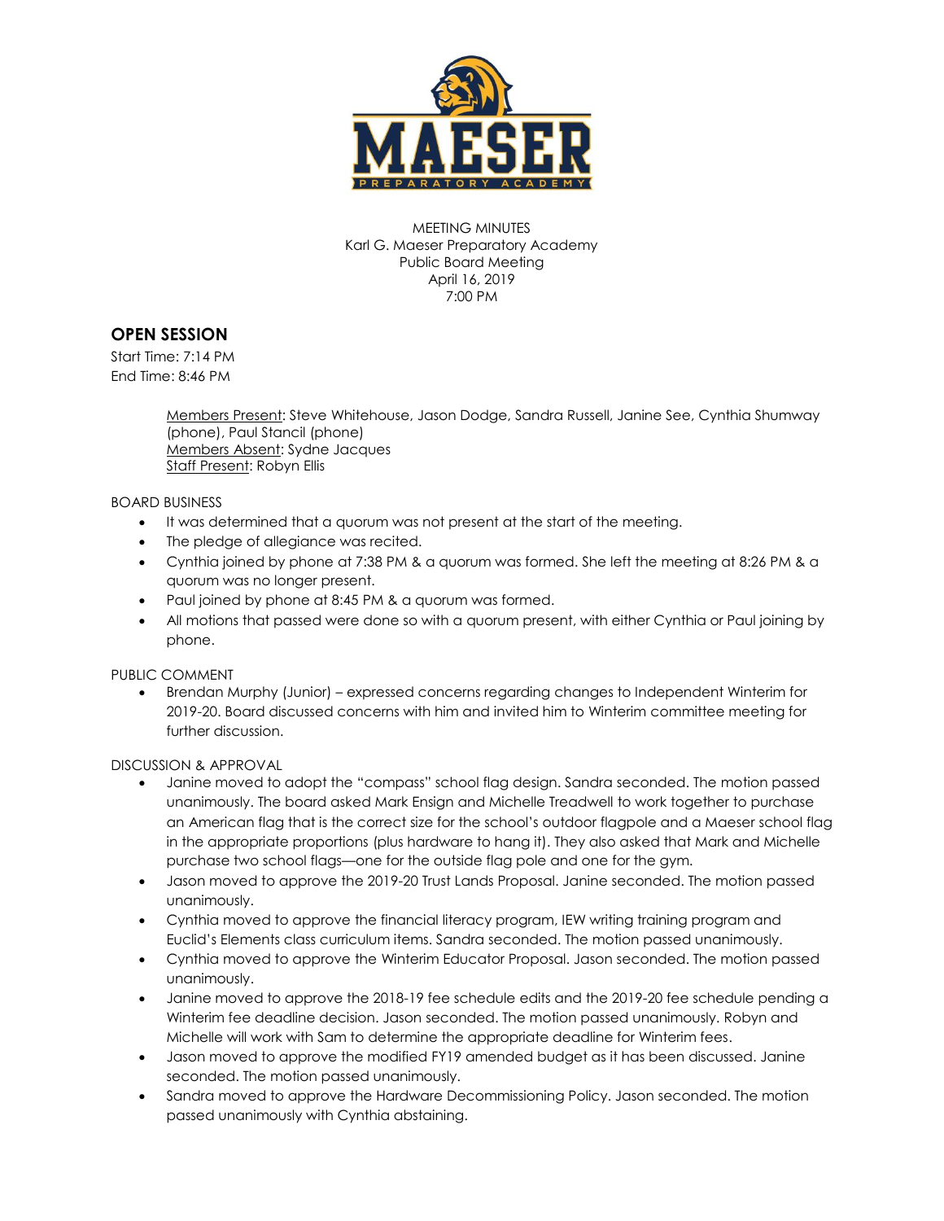MEETING MINUTES
Karl G. Maeser Preparatory Academy
Public Board Meeting
April 16, 2019
7:00 PM

## OPEN SESSION

Start Time: 7:14 PM
End Time: 8:46 PM

> Members Present: Steve Whitehouse, Jason Dodge, Sandra Russell, Janine See, Cynthia Shumway (phone), Paul Stancil (phone)
> Members Absent: Sydne Jacques
> Staff Present: Robyn Ellis

BOARD BUSINESS

- It was determined that a quorum was not present at the start of the meeting.
- The pledge of allegiance was recited.
- Cynthia joined by phone at 7:38 PM & a quorum was formed. She left the meeting at 8:26 PM & a quorum was no longer present.
- Paul joined by phone at 8:45 PM & a quorum was formed.
- All motions that passed were done so with a quorum present, with either Cynthia or Paul joining by phone.

PUBLIC COMMENT

- Brendan Murphy (Junior) – expressed concerns regarding changes to Independent Winterim for 2019-20. Board discussed concerns with him and invited him to Winterim committee meeting for further discussion.

DISCUSSION & APPROVAL

- Janine moved to adopt the "compass" school flag design. Sandra seconded. The motion passed unanimously. The board asked Mark Ensign and Michelle Treadwell to work together to purchase an American flag that is the correct size for the school's outdoor flagpole and a Maeser school flag in the appropriate proportions (plus hardware to hang it). They also asked that Mark and Michelle purchase two school flags—one for the outside flag pole and one for the gym.
- Jason moved to approve the 2019-20 Trust Lands Proposal. Janine seconded. The motion passed unanimously.
- Cynthia moved to approve the financial literacy program, IEW writing training program and Euclid's Elements class curriculum items. Sandra seconded. The motion passed unanimously.
- Cynthia moved to approve the Winterim Educator Proposal. Jason seconded. The motion passed unanimously.
- Janine moved to approve the 2018-19 fee schedule edits and the 2019-20 fee schedule pending a Winterim fee deadline decision. Jason seconded. The motion passed unanimously. Robyn and Michelle will work with Sam to determine the appropriate deadline for Winterim fees.
- Jason moved to approve the modified FY19 amended budget as it has been discussed. Janine seconded. The motion passed unanimously.
- Sandra moved to approve the Hardware Decommissioning Policy. Jason seconded. The motion passed unanimously with Cynthia abstaining.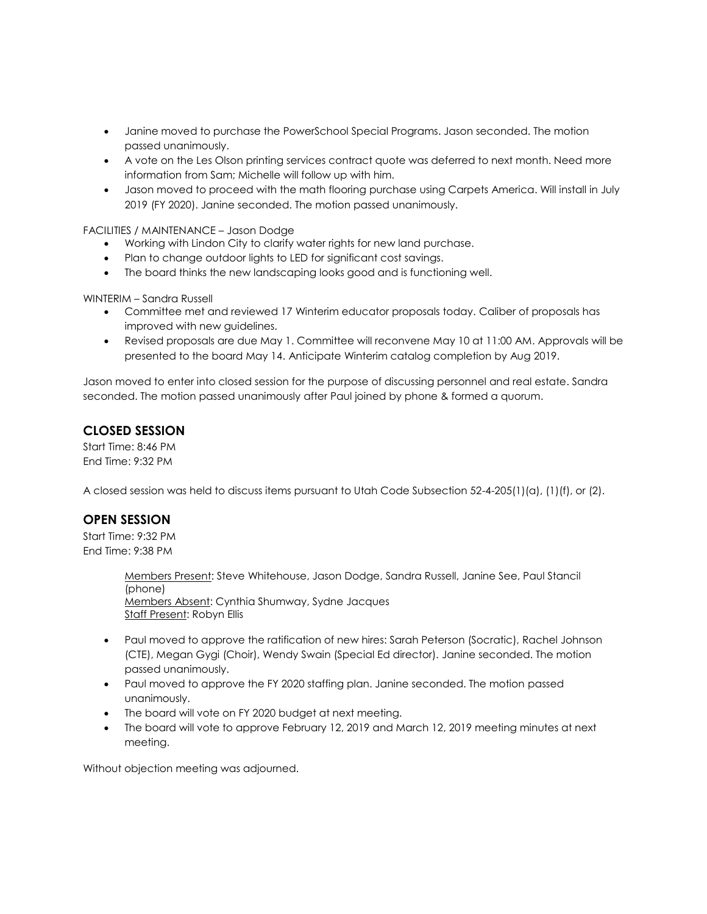- Janine moved to purchase the PowerSchool Special Programs. Jason seconded. The motion passed unanimously.
- A vote on the Les Olson printing services contract quote was deferred to next month. Need more information from Sam; Michelle will follow up with him.
- Jason moved to proceed with the math flooring purchase using Carpets America. Will install in July 2019 (FY 2020). Janine seconded. The motion passed unanimously.

FACILITIES / MAINTENANCE – Jason Dodge

- Working with Lindon City to clarify water rights for new land purchase.
- Plan to change outdoor lights to LED for significant cost savings.
- The board thinks the new landscaping looks good and is functioning well.

WINTERIM – Sandra Russell

- Committee met and reviewed 17 Winterim educator proposals today. Caliber of proposals has improved with new guidelines.
- Revised proposals are due May 1. Committee will reconvene May 10 at 11:00 AM. Approvals will be presented to the board May 14. Anticipate Winterim catalog completion by Aug 2019.

Jason moved to enter into closed session for the purpose of discussing personnel and real estate. Sandra seconded. The motion passed unanimously after Paul joined by phone & formed a quorum.

## CLOSED SESSION

Start Time: 8:46 PM
End Time: 9:32 PM

A closed session was held to discuss items pursuant to Utah Code Subsection 52-4-205(1)(a), (1)(f), or (2).

## OPEN SESSION

Start Time: 9:32 PM
End Time: 9:38 PM

> Members Present: Steve Whitehouse, Jason Dodge, Sandra Russell, Janine See, Paul Stancil (phone)
> Members Absent: Cynthia Shumway, Sydne Jacques
> Staff Present: Robyn Ellis

- Paul moved to approve the ratification of new hires: Sarah Peterson (Socratic), Rachel Johnson (CTE), Megan Gygi (Choir), Wendy Swain (Special Ed director). Janine seconded. The motion passed unanimously.
- Paul moved to approve the FY 2020 staffing plan. Janine seconded. The motion passed unanimously.
- The board will vote on FY 2020 budget at next meeting.
- The board will vote to approve February 12, 2019 and March 12, 2019 meeting minutes at next meeting.

Without objection meeting was adjourned.